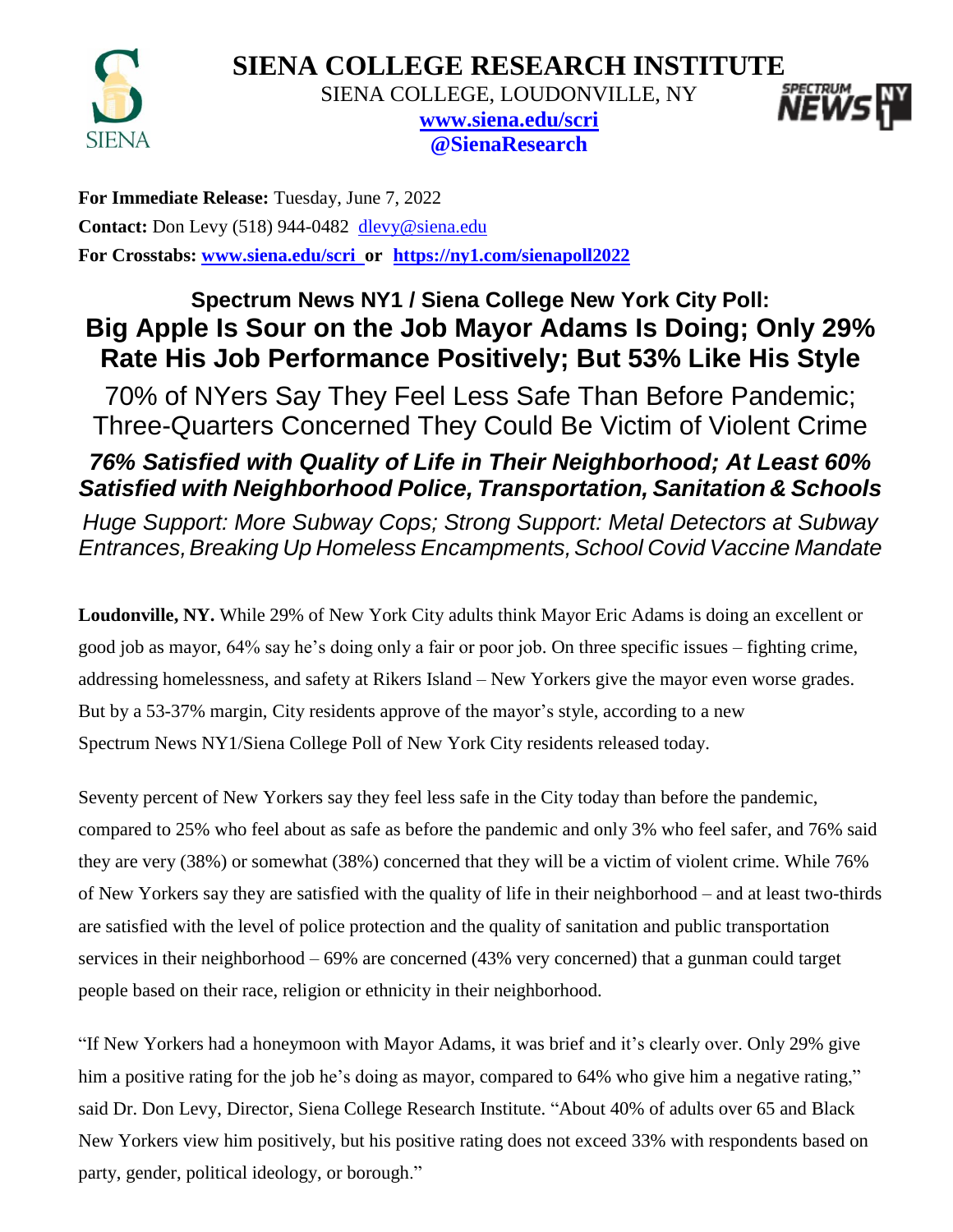# SIENA COLLEGE RESEARCH INSTITUTE

SIENA COLLEGE, LOUDONVILLE, NY
www.siena.edu/scri
@SienaResearch

**For Immediate Release:** Tuesday, June 7, 2022
**Contact:** Don Levy (518) 944-0482 dlevy@siena.edu
**For Crosstabs:** **www.siena.edu/scri** **or** **https://ny1.com/sienapoll2022**

## Spectrum News NY1 / Siena College New York City Poll:
## Big Apple Is Sour on the Job Mayor Adams Is Doing; Only 29% Rate His Job Performance Positively; But 53% Like His Style

### 70% of NYers Say They Feel Less Safe Than Before Pandemic; Three-Quarters Concerned They Could Be Victim of Violent Crime

### *76% Satisfied with Quality of Life in Their Neighborhood; At Least 60% Satisfied with Neighborhood Police, Transportation, Sanitation & Schools*

*Huge Support: More Subway Cops; Strong Support: Metal Detectors at Subway Entrances, Breaking Up Homeless Encampments, School Covid Vaccine Mandate*

**Loudonville, NY.** While 29% of New York City adults think Mayor Eric Adams is doing an excellent or good job as mayor, 64% say he's doing only a fair or poor job. On three specific issues – fighting crime, addressing homelessness, and safety at Rikers Island – New Yorkers give the mayor even worse grades. But by a 53-37% margin, City residents approve of the mayor's style, according to a new Spectrum News NY1/Siena College Poll of New York City residents released today.

Seventy percent of New Yorkers say they feel less safe in the City today than before the pandemic, compared to 25% who feel about as safe as before the pandemic and only 3% who feel safer, and 76% said they are very (38%) or somewhat (38%) concerned that they will be a victim of violent crime. While 76% of New Yorkers say they are satisfied with the quality of life in their neighborhood – and at least two-thirds are satisfied with the level of police protection and the quality of sanitation and public transportation services in their neighborhood – 69% are concerned (43% very concerned) that a gunman could target people based on their race, religion or ethnicity in their neighborhood.

"If New Yorkers had a honeymoon with Mayor Adams, it was brief and it's clearly over. Only 29% give him a positive rating for the job he's doing as mayor, compared to 64% who give him a negative rating," said Dr. Don Levy, Director, Siena College Research Institute. "About 40% of adults over 65 and Black New Yorkers view him positively, but his positive rating does not exceed 33% with respondents based on party, gender, political ideology, or borough."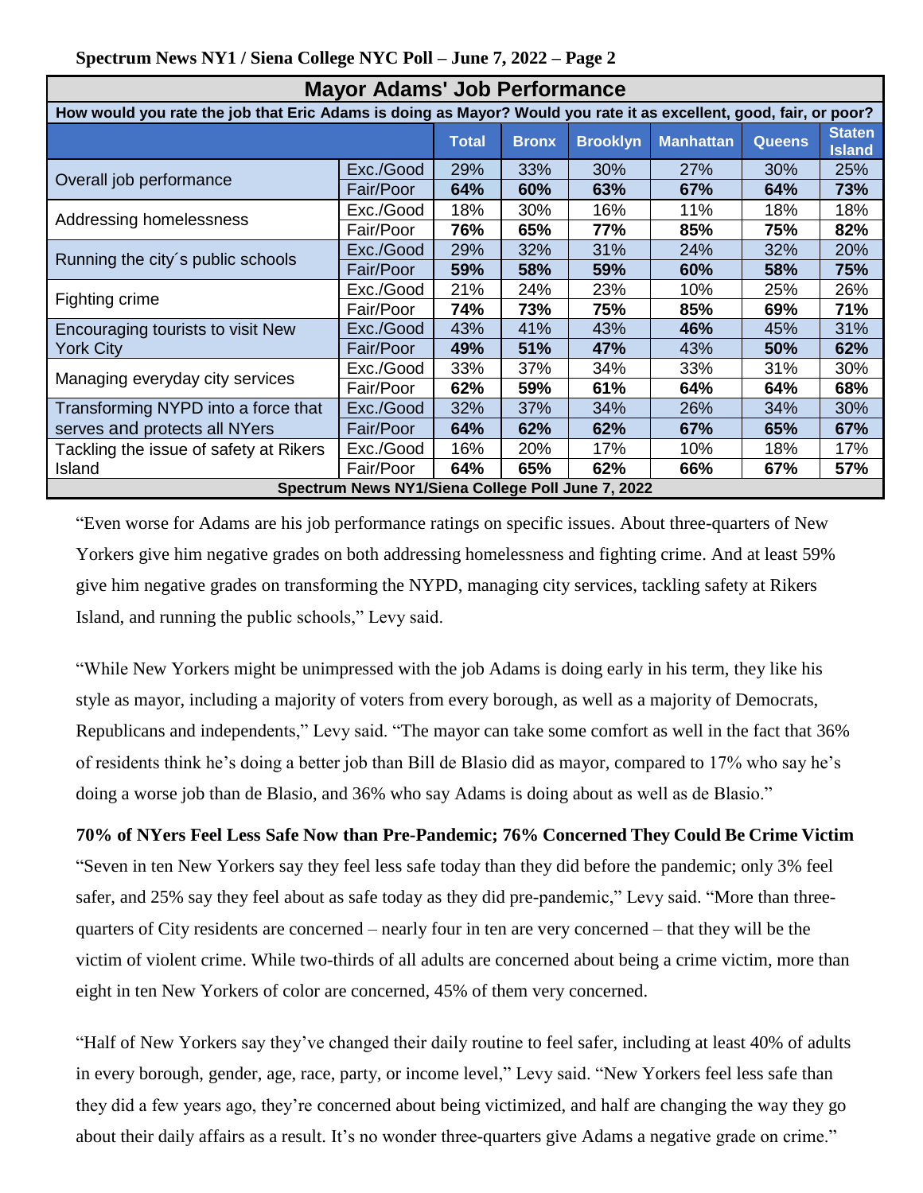| Mayor Adams' Job Performance | | | | | | | |
|---|---|---|---|---|---|---|---|
| How would you rate the job that Eric Adams is doing as Mayor? Would you rate it as excellent, good, fair, or poor? | | | | | | | |
| | | **Total** | **Bronx** | **Brooklyn** | **Manhattan** | **Queens** | **Staten Island** |
| Overall job performance | Exc./Good | 29% | 33% | 30% | 27% | 30% | 25% |
| | Fair/Poor | **64%** | **60%** | **63%** | **67%** | **64%** | **73%** |
| Addressing homelessness | Exc./Good | 18% | 30% | 16% | 11% | 18% | 18% |
| | Fair/Poor | **76%** | **65%** | **77%** | **85%** | **75%** | **82%** |
| Running the city´s public schools | Exc./Good | 29% | 32% | 31% | 24% | 32% | 20% |
| | Fair/Poor | **59%** | **58%** | **59%** | **60%** | **58%** | **75%** |
| Fighting crime | Exc./Good | 21% | 24% | 23% | 10% | 25% | 26% |
| | Fair/Poor | **74%** | **73%** | **75%** | **85%** | **69%** | **71%** |
| Encouraging tourists to visit New York City | Exc./Good | 43% | 41% | 43% | **46%** | 45% | 31% |
| | Fair/Poor | **49%** | **51%** | **47%** | 43% | **50%** | **62%** |
| Managing everyday city services | Exc./Good | 33% | 37% | 34% | 33% | 31% | 30% |
| | Fair/Poor | **62%** | **59%** | **61%** | **64%** | **64%** | **68%** |
| Transforming NYPD into a force that serves and protects all NYers | Exc./Good | 32% | 37% | 34% | 26% | 34% | 30% |
| | Fair/Poor | **64%** | **62%** | **62%** | **67%** | **65%** | **67%** |
| Tackling the issue of safety at Rikers Island | Exc./Good | 16% | 20% | 17% | 10% | 18% | 17% |
| | Fair/Poor | **64%** | **65%** | **62%** | **66%** | **67%** | **57%** |
| Spectrum News NY1/Siena College Poll June 7, 2022 | | | | | | | |

"Even worse for Adams are his job performance ratings on specific issues. About three-quarters of New Yorkers give him negative grades on both addressing homelessness and fighting crime. And at least 59% give him negative grades on transforming the NYPD, managing city services, tackling safety at Rikers Island, and running the public schools," Levy said.

"While New Yorkers might be unimpressed with the job Adams is doing early in his term, they like his style as mayor, including a majority of voters from every borough, as well as a majority of Democrats, Republicans and independents," Levy said. "The mayor can take some comfort as well in the fact that 36% of residents think he's doing a better job than Bill de Blasio did as mayor, compared to 17% who say he's doing a worse job than de Blasio, and 36% who say Adams is doing about as well as de Blasio."

**70% of NYers Feel Less Safe Now than Pre-Pandemic; 76% Concerned They Could Be Crime Victim**

"Seven in ten New Yorkers say they feel less safe today than they did before the pandemic; only 3% feel safer, and 25% say they feel about as safe today as they did pre-pandemic," Levy said. "More than three-quarters of City residents are concerned – nearly four in ten are very concerned – that they will be the victim of violent crime. While two-thirds of all adults are concerned about being a crime victim, more than eight in ten New Yorkers of color are concerned, 45% of them very concerned.

"Half of New Yorkers say they've changed their daily routine to feel safer, including at least 40% of adults in every borough, gender, age, race, party, or income level," Levy said. "New Yorkers feel less safe than they did a few years ago, they're concerned about being victimized, and half are changing the way they go about their daily affairs as a result. It's no wonder three-quarters give Adams a negative grade on crime."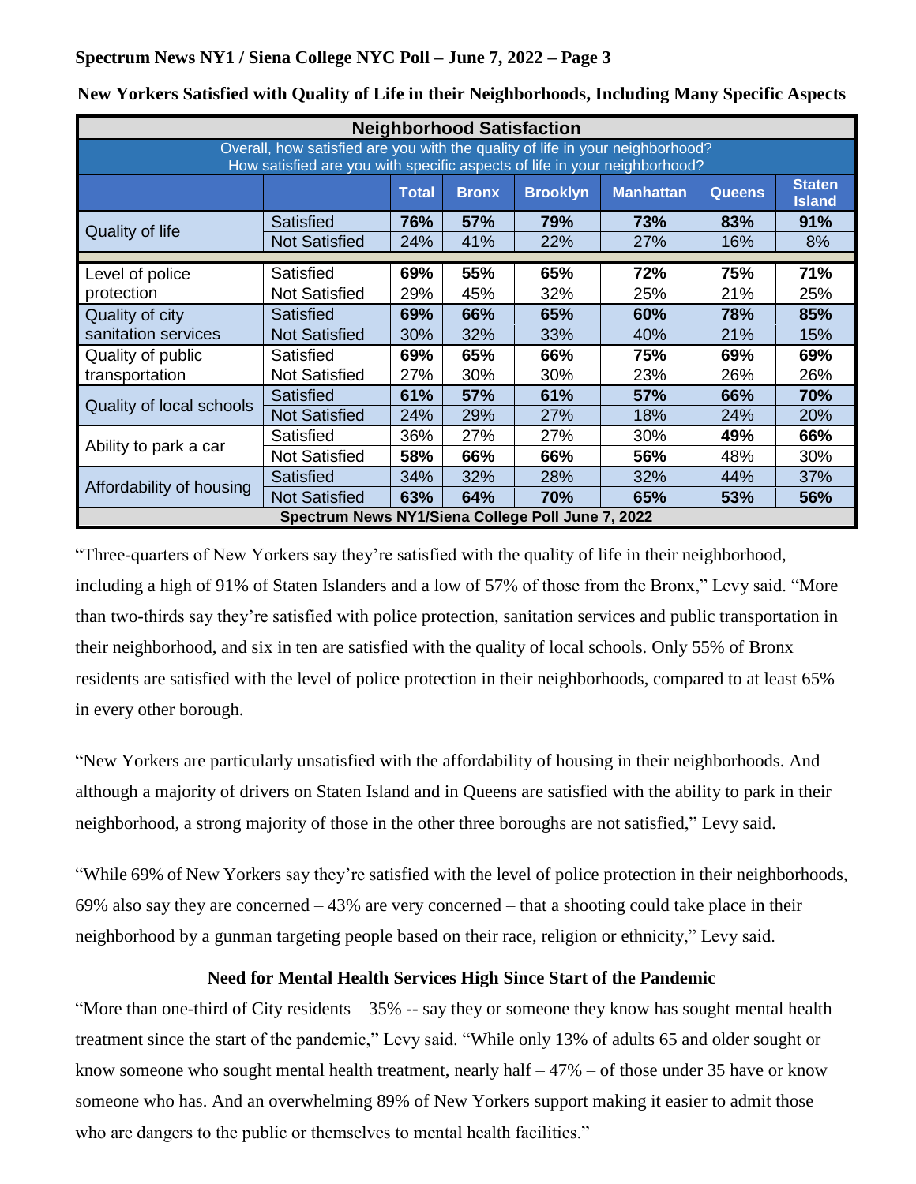**New Yorkers Satisfied with Quality of Life in their Neighborhoods, Including Many Specific Aspects**

| Neighborhood Satisfaction | | | | | | | |
|---|---|---|---|---|---|---|---|
| Overall, how satisfied are you with the quality of life in your neighborhood? How satisfied are you with specific aspects of life in your neighborhood? | | | | | | | |
| | | **Total** | **Bronx** | **Brooklyn** | **Manhattan** | **Queens** | **Staten Island** |
| Quality of life | Satisfied | **76%** | **57%** | **79%** | **73%** | **83%** | **91%** |
| | Not Satisfied | 24% | 41% | 22% | 27% | 16% | 8% |
| Level of police protection | Satisfied | **69%** | **55%** | **65%** | **72%** | **75%** | **71%** |
| | Not Satisfied | 29% | 45% | 32% | 25% | 21% | 25% |
| Quality of city sanitation services | Satisfied | **69%** | **66%** | **65%** | **60%** | **78%** | **85%** |
| | Not Satisfied | 30% | 32% | 33% | 40% | 21% | 15% |
| Quality of public transportation | Satisfied | **69%** | **65%** | **66%** | **75%** | **69%** | **69%** |
| | Not Satisfied | 27% | 30% | 30% | 23% | 26% | 26% |
| Quality of local schools | Satisfied | **61%** | **57%** | **61%** | **57%** | **66%** | **70%** |
| | Not Satisfied | 24% | 29% | 27% | 18% | 24% | 20% |
| Ability to park a car | Satisfied | 36% | 27% | 27% | 30% | **49%** | **66%** |
| | Not Satisfied | **58%** | **66%** | **66%** | **56%** | 48% | 30% |
| Affordability of housing | Satisfied | 34% | 32% | 28% | 32% | 44% | 37% |
| | Not Satisfied | **63%** | **64%** | **70%** | **65%** | **53%** | **56%** |

Spectrum News NY1/Siena College Poll June 7, 2022

"Three-quarters of New Yorkers say they're satisfied with the quality of life in their neighborhood, including a high of 91% of Staten Islanders and a low of 57% of those from the Bronx," Levy said. "More than two-thirds say they're satisfied with police protection, sanitation services and public transportation in their neighborhood, and six in ten are satisfied with the quality of local schools. Only 55% of Bronx residents are satisfied with the level of police protection in their neighborhoods, compared to at least 65% in every other borough.

"New Yorkers are particularly unsatisfied with the affordability of housing in their neighborhoods. And although a majority of drivers on Staten Island and in Queens are satisfied with the ability to park in their neighborhood, a strong majority of those in the other three boroughs are not satisfied," Levy said.

"While 69% of New Yorkers say they're satisfied with the level of police protection in their neighborhoods, 69% also say they are concerned – 43% are very concerned – that a shooting could take place in their neighborhood by a gunman targeting people based on their race, religion or ethnicity," Levy said.

## Need for Mental Health Services High Since Start of the Pandemic

"More than one-third of City residents – 35% -- say they or someone they know has sought mental health treatment since the start of the pandemic," Levy said. "While only 13% of adults 65 and older sought or know someone who sought mental health treatment, nearly half – 47% – of those under 35 have or know someone who has. And an overwhelming 89% of New Yorkers support making it easier to admit those who are dangers to the public or themselves to mental health facilities."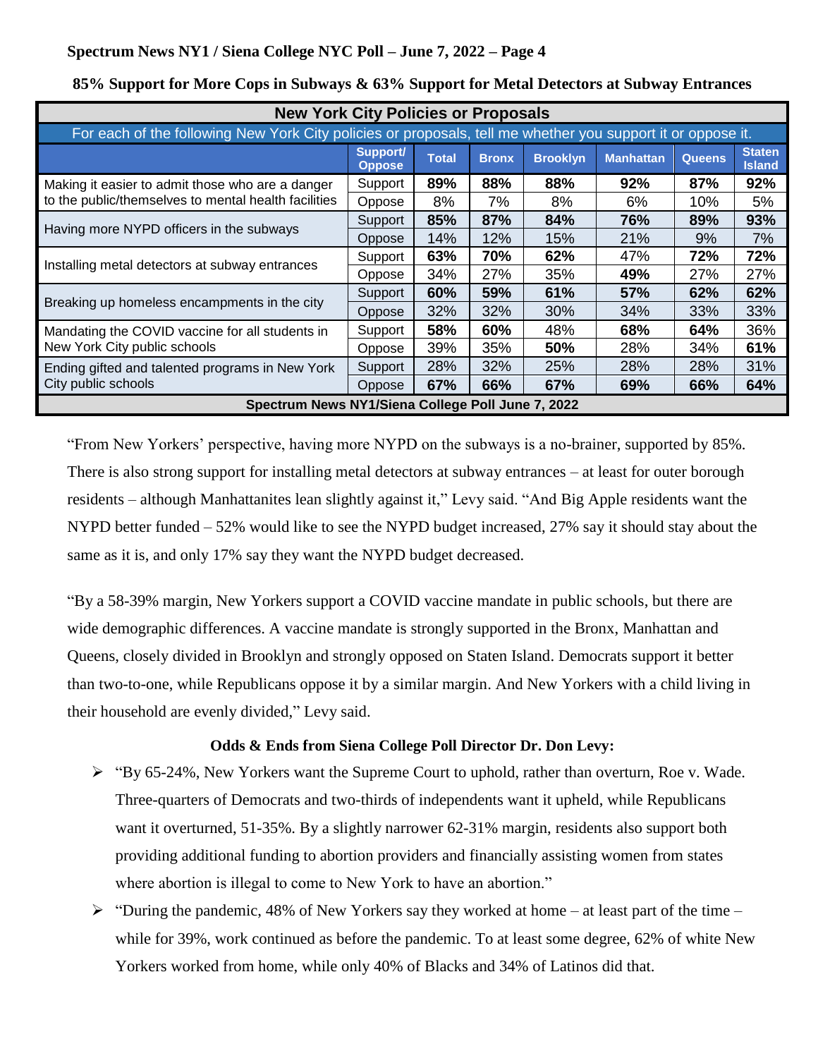**85% Support for More Cops in Subways & 63% Support for Metal Detectors at Subway Entrances**

| New York City Policies or Proposals | | | | | | | |
|---|---|---|---|---|---|---|---|
| For each of the following New York City policies or proposals, tell me whether you support it or oppose it. | | | | | | | |
| | Support/ Oppose | Total | Bronx | Brooklyn | Manhattan | Queens | Staten Island |
| Making it easier to admit those who are a danger to the public/themselves to mental health facilities | Support | **89%** | **88%** | **88%** | **92%** | **87%** | **92%** |
| | Oppose | 8% | 7% | 8% | 6% | 10% | 5% |
| Having more NYPD officers in the subways | Support | **85%** | **87%** | **84%** | **76%** | **89%** | **93%** |
| | Oppose | 14% | 12% | 15% | 21% | 9% | 7% |
| Installing metal detectors at subway entrances | Support | **63%** | **70%** | **62%** | 47% | **72%** | **72%** |
| | Oppose | 34% | 27% | 35% | **49%** | 27% | 27% |
| Breaking up homeless encampments in the city | Support | **60%** | **59%** | **61%** | **57%** | **62%** | **62%** |
| | Oppose | 32% | 32% | 30% | 34% | 33% | 33% |
| Mandating the COVID vaccine for all students in New York City public schools | Support | **58%** | **60%** | 48% | **68%** | **64%** | 36% |
| | Oppose | 39% | 35% | **50%** | 28% | 34% | **61%** |
| Ending gifted and talented programs in New York City public schools | Support | 28% | 32% | 25% | 28% | 28% | 31% |
| | Oppose | **67%** | **66%** | **67%** | **69%** | **66%** | **64%** |
| Spectrum News NY1/Siena College Poll June 7, 2022 | | | | | | | |

"From New Yorkers' perspective, having more NYPD on the subways is a no-brainer, supported by 85%. There is also strong support for installing metal detectors at subway entrances – at least for outer borough residents – although Manhattanites lean slightly against it," Levy said. "And Big Apple residents want the NYPD better funded – 52% would like to see the NYPD budget increased, 27% say it should stay about the same as it is, and only 17% say they want the NYPD budget decreased.

"By a 58-39% margin, New Yorkers support a COVID vaccine mandate in public schools, but there are wide demographic differences. A vaccine mandate is strongly supported in the Bronx, Manhattan and Queens, closely divided in Brooklyn and strongly opposed on Staten Island. Democrats support it better than two-to-one, while Republicans oppose it by a similar margin. And New Yorkers with a child living in their household are evenly divided," Levy said.

**Odds & Ends from Siena College Poll Director Dr. Don Levy:**

- "By 65-24%, New Yorkers want the Supreme Court to uphold, rather than overturn, Roe v. Wade. Three-quarters of Democrats and two-thirds of independents want it upheld, while Republicans want it overturned, 51-35%. By a slightly narrower 62-31% margin, residents also support both providing additional funding to abortion providers and financially assisting women from states where abortion is illegal to come to New York to have an abortion."
- "During the pandemic, 48% of New Yorkers say they worked at home – at least part of the time – while for 39%, work continued as before the pandemic. To at least some degree, 62% of white New Yorkers worked from home, while only 40% of Blacks and 34% of Latinos did that.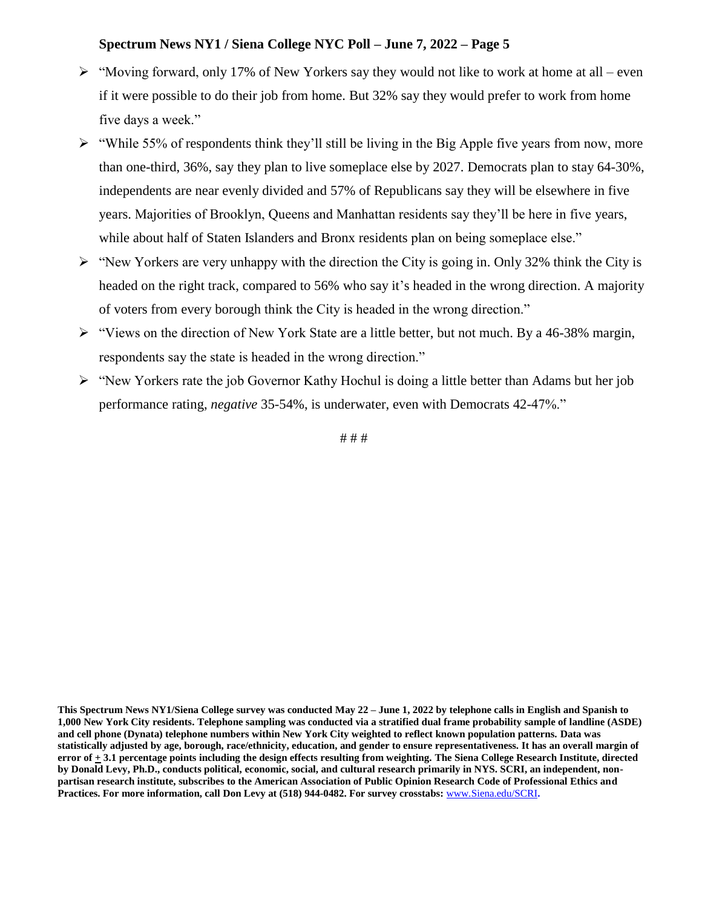- "Moving forward, only 17% of New Yorkers say they would not like to work at home at all – even if it were possible to do their job from home. But 32% say they would prefer to work from home five days a week."
- "While 55% of respondents think they'll still be living in the Big Apple five years from now, more than one-third, 36%, say they plan to live someplace else by 2027. Democrats plan to stay 64-30%, independents are near evenly divided and 57% of Republicans say they will be elsewhere in five years. Majorities of Brooklyn, Queens and Manhattan residents say they'll be here in five years, while about half of Staten Islanders and Bronx residents plan on being someplace else."
- "New Yorkers are very unhappy with the direction the City is going in. Only 32% think the City is headed on the right track, compared to 56% who say it's headed in the wrong direction. A majority of voters from every borough think the City is headed in the wrong direction."
- "Views on the direction of New York State are a little better, but not much. By a 46-38% margin, respondents say the state is headed in the wrong direction."
- "New Yorkers rate the job Governor Kathy Hochul is doing a little better than Adams but her job performance rating, *negative* 35-54%, is underwater, even with Democrats 42-47%."

# # #

**This Spectrum News NY1/Siena College survey was conducted May 22 – June 1, 2022 by telephone calls in English and Spanish to 1,000 New York City residents. Telephone sampling was conducted via a stratified dual frame probability sample of landline (ASDE) and cell phone (Dynata) telephone numbers within New York City weighted to reflect known population patterns. Data was statistically adjusted by age, borough, race/ethnicity, education, and gender to ensure representativeness. It has an overall margin of error of ± 3.1 percentage points including the design effects resulting from weighting. The Siena College Research Institute, directed by Donald Levy, Ph.D., conducts political, economic, social, and cultural research primarily in NYS. SCRI, an independent, non-partisan research institute, subscribes to the American Association of Public Opinion Research Code of Professional Ethics and Practices. For more information, call Don Levy at (518) 944-0482. For survey crosstabs: www.Siena.edu/SCRI.**